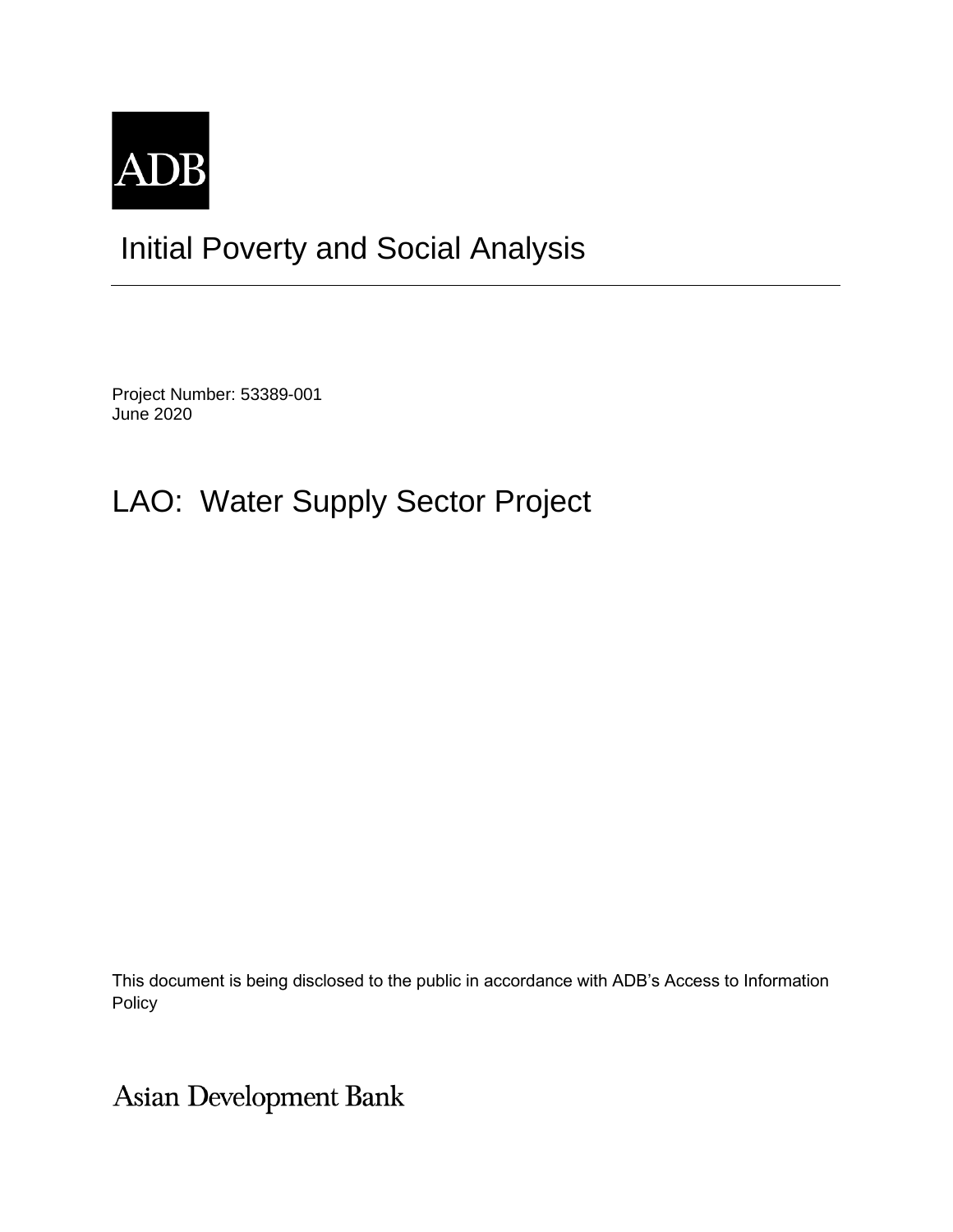ADB

# Initial Poverty and Social Analysis

Project Number: 53389-001
June 2020

# LAO: Water Supply Sector Project

This document is being disclosed to the public in accordance with ADB's Access to Information Policy

Asian Development Bank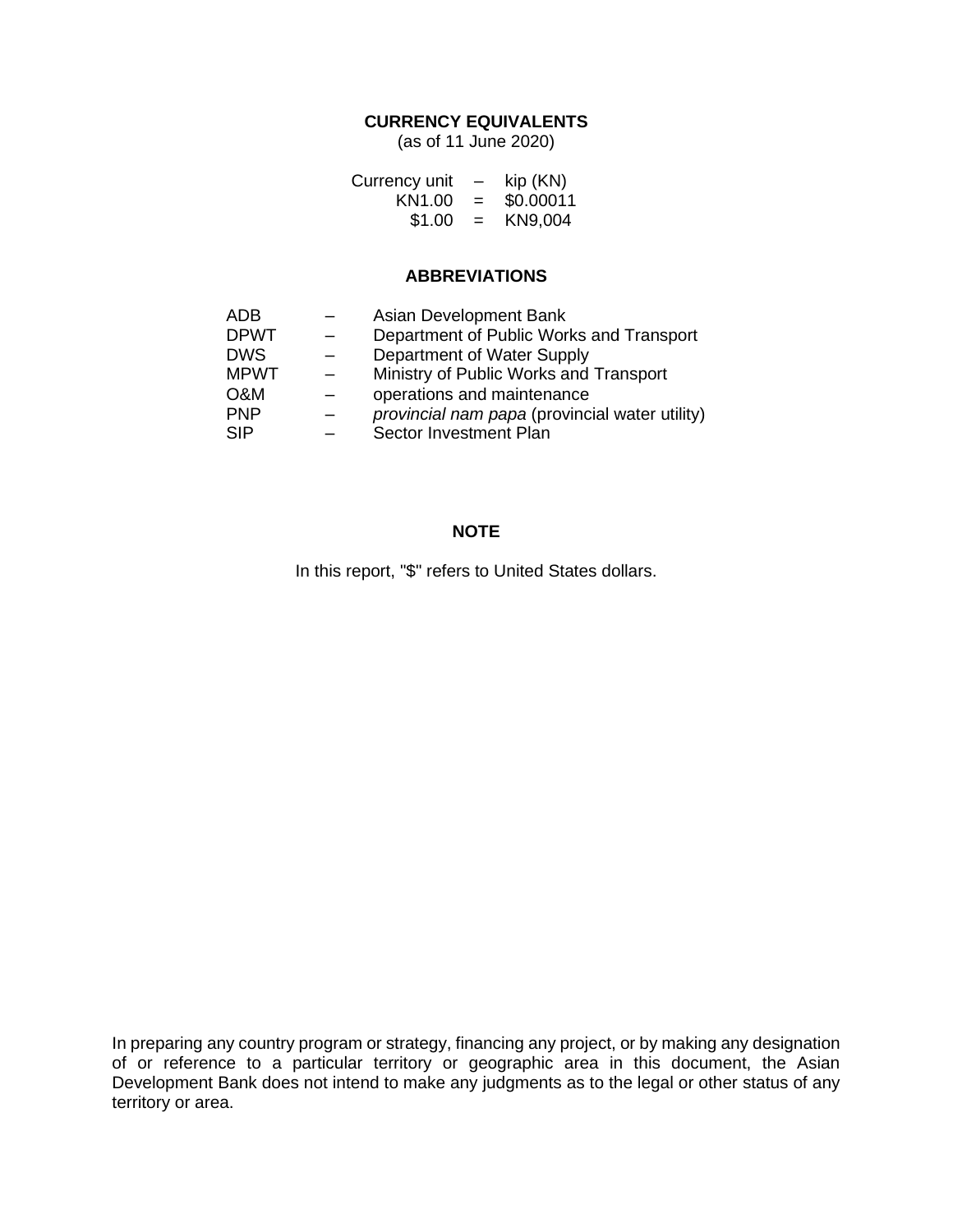## CURRENCY EQUIVALENTS

(as of 11 June 2020)

| | | |
|---|---|---|
| Currency unit | – | kip (KN) |
| KN1.00 | = | $0.00011 |
| $1.00 | = | KN9,004 |

## ABBREVIATIONS

| | | |
|---|---|---|
| ADB | – | Asian Development Bank |
| DPWT | – | Department of Public Works and Transport |
| DWS | – | Department of Water Supply |
| MPWT | – | Ministry of Public Works and Transport |
| O&M | – | operations and maintenance |
| PNP | – | *provincial nam papa* (provincial water utility) |
| SIP | – | Sector Investment Plan |

## NOTE

In this report, "$" refers to United States dollars.

In preparing any country program or strategy, financing any project, or by making any designation of or reference to a particular territory or geographic area in this document, the Asian Development Bank does not intend to make any judgments as to the legal or other status of any territory or area.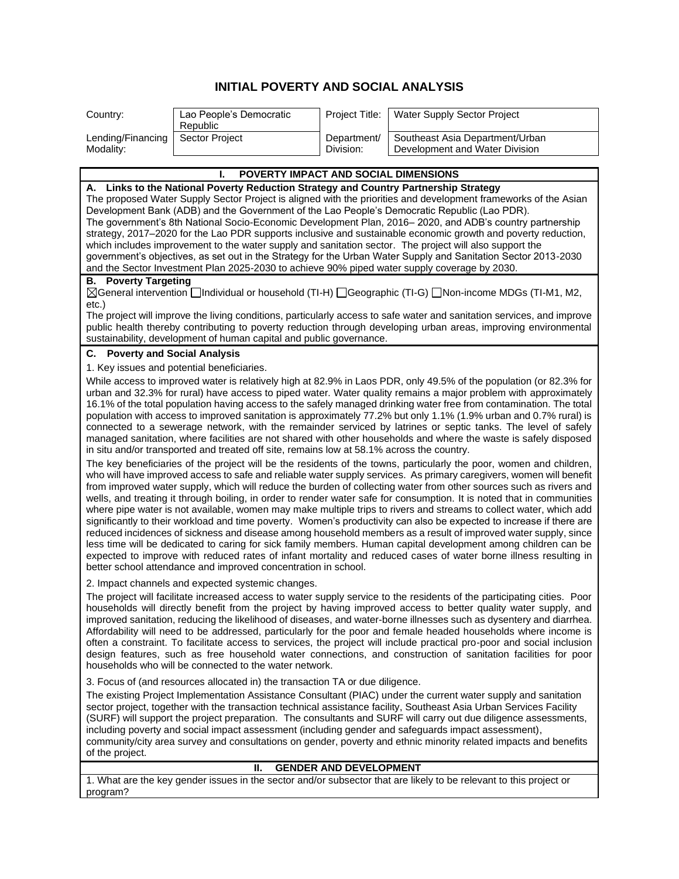# INITIAL POVERTY AND SOCIAL ANALYSIS

| Country: | Lao People's Democratic Republic | Project Title: | Water Supply Sector Project |
|---|---|---|---|
| Lending/Financing Modality: | Sector Project | Department/ Division: | Southeast Asia Department/Urban Development and Water Division |

## I. POVERTY IMPACT AND SOCIAL DIMENSIONS

### A. Links to the National Poverty Reduction Strategy and Country Partnership Strategy

The proposed Water Supply Sector Project is aligned with the priorities and development frameworks of the Asian Development Bank (ADB) and the Government of the Lao People's Democratic Republic (Lao PDR).
The government's 8th National Socio-Economic Development Plan, 2016– 2020, and ADB's country partnership strategy, 2017–2020 for the Lao PDR supports inclusive and sustainable economic growth and poverty reduction, which includes improvement to the water supply and sanitation sector. The project will also support the government's objectives, as set out in the Strategy for the Urban Water Supply and Sanitation Sector 2013-2030 and the Sector Investment Plan 2025-2030 to achieve 90% piped water supply coverage by 2030.

### B. Poverty Targeting

☒General intervention ☐Individual or household (TI-H) ☐Geographic (TI-G) ☐Non-income MDGs (TI-M1, M2, etc.)

The project will improve the living conditions, particularly access to safe water and sanitation services, and improve public health thereby contributing to poverty reduction through developing urban areas, improving environmental sustainability, development of human capital and public governance.

### C. Poverty and Social Analysis

1. Key issues and potential beneficiaries.

While access to improved water is relatively high at 82.9% in Laos PDR, only 49.5% of the population (or 82.3% for urban and 32.3% for rural) have access to piped water. Water quality remains a major problem with approximately 16.1% of the total population having access to the safely managed drinking water free from contamination. The total population with access to improved sanitation is approximately 77.2% but only 1.1% (1.9% urban and 0.7% rural) is connected to a sewerage network, with the remainder serviced by latrines or septic tanks. The level of safely managed sanitation, where facilities are not shared with other households and where the waste is safely disposed in situ and/or transported and treated off site, remains low at 58.1% across the country.

The key beneficiaries of the project will be the residents of the towns, particularly the poor, women and children, who will have improved access to safe and reliable water supply services. As primary caregivers, women will benefit from improved water supply, which will reduce the burden of collecting water from other sources such as rivers and wells, and treating it through boiling, in order to render water safe for consumption. It is noted that in communities where pipe water is not available, women may make multiple trips to rivers and streams to collect water, which add significantly to their workload and time poverty. Women's productivity can also be expected to increase if there are reduced incidences of sickness and disease among household members as a result of improved water supply, since less time will be dedicated to caring for sick family members. Human capital development among children can be expected to improve with reduced rates of infant mortality and reduced cases of water borne illness resulting in better school attendance and improved concentration in school.

2. Impact channels and expected systemic changes.

The project will facilitate increased access to water supply service to the residents of the participating cities. Poor households will directly benefit from the project by having improved access to better quality water supply, and improved sanitation, reducing the likelihood of diseases, and water-borne illnesses such as dysentery and diarrhea. Affordability will need to be addressed, particularly for the poor and female headed households where income is often a constraint. To facilitate access to services, the project will include practical pro-poor and social inclusion design features, such as free household water connections, and construction of sanitation facilities for poor households who will be connected to the water network.

3. Focus of (and resources allocated in) the transaction TA or due diligence.

The existing Project Implementation Assistance Consultant (PIAC) under the current water supply and sanitation sector project, together with the transaction technical assistance facility, Southeast Asia Urban Services Facility (SURF) will support the project preparation. The consultants and SURF will carry out due diligence assessments, including poverty and social impact assessment (including gender and safeguards impact assessment), community/city area survey and consultations on gender, poverty and ethnic minority related impacts and benefits of the project.

## II. GENDER AND DEVELOPMENT

1. What are the key gender issues in the sector and/or subsector that are likely to be relevant to this project or program?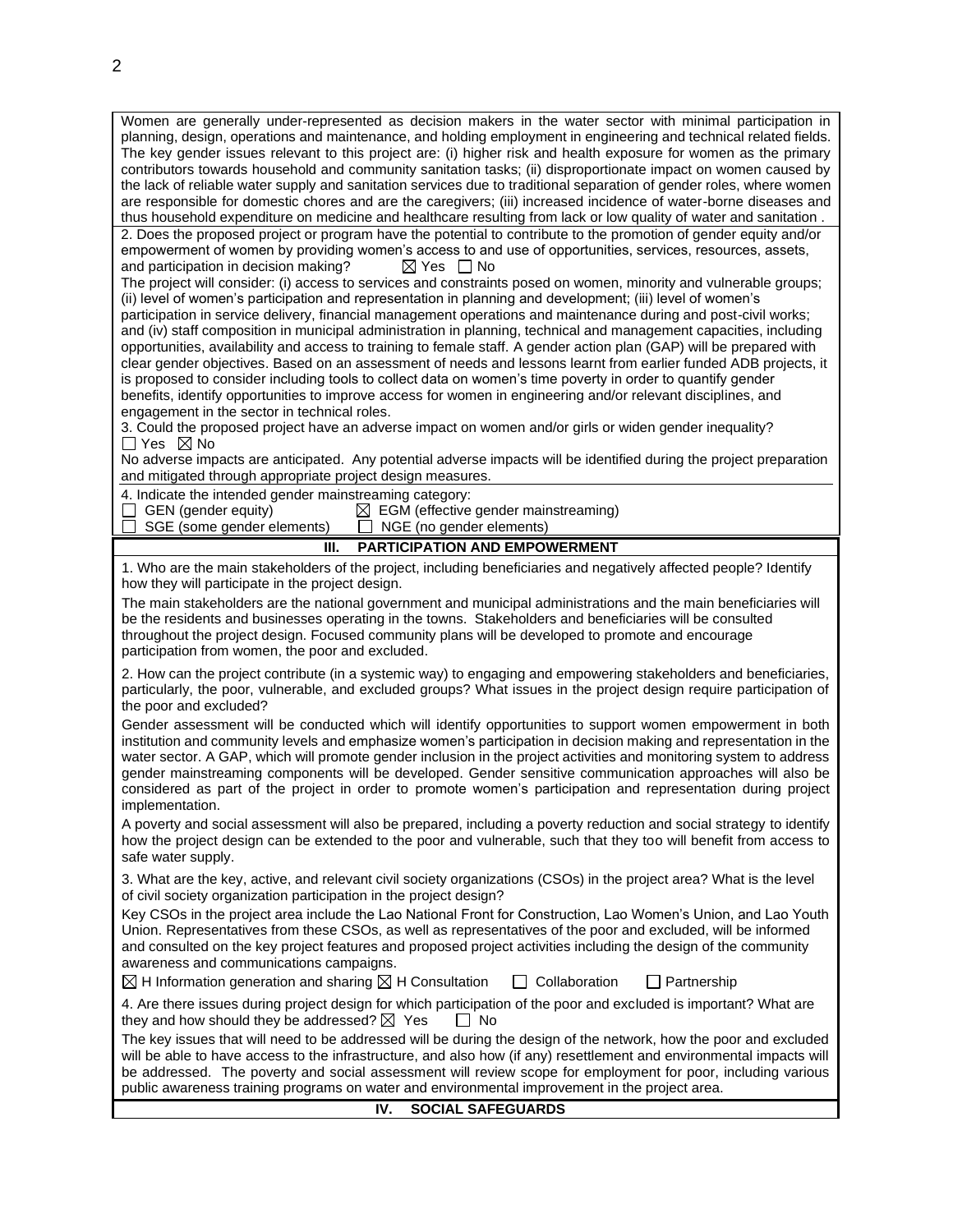Women are generally under-represented as decision makers in the water sector with minimal participation in planning, design, operations and maintenance, and holding employment in engineering and technical related fields. The key gender issues relevant to this project are: (i) higher risk and health exposure for women as the primary contributors towards household and community sanitation tasks; (ii) disproportionate impact on women caused by the lack of reliable water supply and sanitation services due to traditional separation of gender roles, where women are responsible for domestic chores and are the caregivers; (iii) increased incidence of water-borne diseases and thus household expenditure on medicine and healthcare resulting from lack or low quality of water and sanitation .

2. Does the proposed project or program have the potential to contribute to the promotion of gender equity and/or empowerment of women by providing women's access to and use of opportunities, services, resources, assets, and participation in decision making? ☒ Yes ☐ No

The project will consider: (i) access to services and constraints posed on women, minority and vulnerable groups; (ii) level of women's participation and representation in planning and development; (iii) level of women's participation in service delivery, financial management operations and maintenance during and post-civil works; and (iv) staff composition in municipal administration in planning, technical and management capacities, including opportunities, availability and access to training to female staff. A gender action plan (GAP) will be prepared with clear gender objectives. Based on an assessment of needs and lessons learnt from earlier funded ADB projects, it is proposed to consider including tools to collect data on women's time poverty in order to quantify gender benefits, identify opportunities to improve access for women in engineering and/or relevant disciplines, and engagement in the sector in technical roles.

3. Could the proposed project have an adverse impact on women and/or girls or widen gender inequality?
☐ Yes ☒ No

No adverse impacts are anticipated. Any potential adverse impacts will be identified during the project preparation and mitigated through appropriate project design measures.

4. Indicate the intended gender mainstreaming category:
☐ GEN (gender equity) ☒ EGM (effective gender mainstreaming)
☐ SGE (some gender elements) ☐ NGE (no gender elements)

## III. PARTICIPATION AND EMPOWERMENT

1. Who are the main stakeholders of the project, including beneficiaries and negatively affected people? Identify how they will participate in the project design.

The main stakeholders are the national government and municipal administrations and the main beneficiaries will be the residents and businesses operating in the towns. Stakeholders and beneficiaries will be consulted throughout the project design. Focused community plans will be developed to promote and encourage participation from women, the poor and excluded.

2. How can the project contribute (in a systemic way) to engaging and empowering stakeholders and beneficiaries, particularly, the poor, vulnerable, and excluded groups? What issues in the project design require participation of the poor and excluded?

Gender assessment will be conducted which will identify opportunities to support women empowerment in both institution and community levels and emphasize women's participation in decision making and representation in the water sector. A GAP, which will promote gender inclusion in the project activities and monitoring system to address gender mainstreaming components will be developed. Gender sensitive communication approaches will also be considered as part of the project in order to promote women's participation and representation during project implementation.

A poverty and social assessment will also be prepared, including a poverty reduction and social strategy to identify how the project design can be extended to the poor and vulnerable, such that they too will benefit from access to safe water supply.

3. What are the key, active, and relevant civil society organizations (CSOs) in the project area? What is the level of civil society organization participation in the project design?

Key CSOs in the project area include the Lao National Front for Construction, Lao Women's Union, and Lao Youth Union. Representatives from these CSOs, as well as representatives of the poor and excluded, will be informed and consulted on the key project features and proposed project activities including the design of the community awareness and communications campaigns.

☒ H Information generation and sharing ☒ H Consultation ☐ Collaboration ☐ Partnership

4. Are there issues during project design for which participation of the poor and excluded is important? What are they and how should they be addressed? ☒ Yes ☐ No

The key issues that will need to be addressed will be during the design of the network, how the poor and excluded will be able to have access to the infrastructure, and also how (if any) resettlement and environmental impacts will be addressed. The poverty and social assessment will review scope for employment for poor, including various public awareness training programs on water and environmental improvement in the project area.

## IV. SOCIAL SAFEGUARDS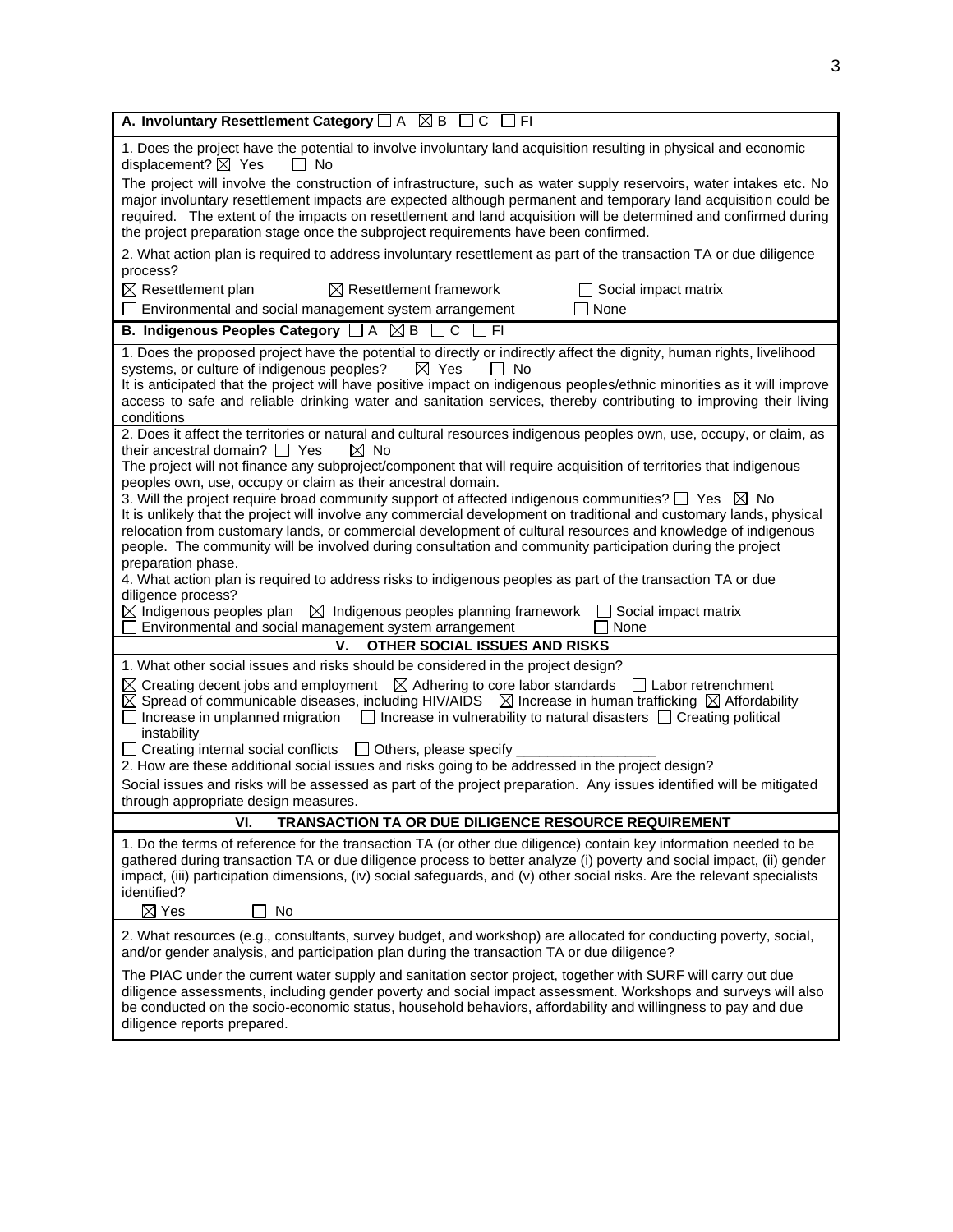**A. Involuntary Resettlement Category** ☐ A ☒ B ☐ C ☐ FI

1. Does the project have the potential to involve involuntary land acquisition resulting in physical and economic displacement? ☒ Yes ☐ No

The project will involve the construction of infrastructure, such as water supply reservoirs, water intakes etc. No major involuntary resettlement impacts are expected although permanent and temporary land acquisition could be required. The extent of the impacts on resettlement and land acquisition will be determined and confirmed during the project preparation stage once the subproject requirements have been confirmed.

2. What action plan is required to address involuntary resettlement as part of the transaction TA or due diligence process?

☒ Resettlement plan ☒ Resettlement framework ☐ Social impact matrix
☐ Environmental and social management system arrangement ☐ None

**B. Indigenous Peoples Category** ☐ A ☒ B ☐ C ☐ FI

1. Does the proposed project have the potential to directly or indirectly affect the dignity, human rights, livelihood systems, or culture of indigenous peoples? ☒ Yes ☐ No
It is anticipated that the project will have positive impact on indigenous peoples/ethnic minorities as it will improve access to safe and reliable drinking water and sanitation services, thereby contributing to improving their living conditions

2. Does it affect the territories or natural and cultural resources indigenous peoples own, use, occupy, or claim, as their ancestral domain? ☐ Yes ☒ No
The project will not finance any subproject/component that will require acquisition of territories that indigenous peoples own, use, occupy or claim as their ancestral domain.

3. Will the project require broad community support of affected indigenous communities? ☐ Yes ☒ No
It is unlikely that the project will involve any commercial development on traditional and customary lands, physical relocation from customary lands, or commercial development of cultural resources and knowledge of indigenous people. The community will be involved during consultation and community participation during the project preparation phase.

4. What action plan is required to address risks to indigenous peoples as part of the transaction TA or due diligence process?
☒ Indigenous peoples plan ☒ Indigenous peoples planning framework ☐ Social impact matrix
☐ Environmental and social management system arrangement ☐ None

## V. OTHER SOCIAL ISSUES AND RISKS

1. What other social issues and risks should be considered in the project design?

☒ Creating decent jobs and employment ☒ Adhering to core labor standards ☐ Labor retrenchment
☒ Spread of communicable diseases, including HIV/AIDS ☒ Increase in human trafficking ☒ Affordability
☐ Increase in unplanned migration ☐ Increase in vulnerability to natural disasters ☐ Creating political instability
☐ Creating internal social conflicts ☐ Others, please specify \_\_\_\_\_\_\_\_\_\_\_\_\_\_\_\_\_\_

2. How are these additional social issues and risks going to be addressed in the project design?

Social issues and risks will be assessed as part of the project preparation. Any issues identified will be mitigated through appropriate design measures.

## VI. TRANSACTION TA OR DUE DILIGENCE RESOURCE REQUIREMENT

1. Do the terms of reference for the transaction TA (or other due diligence) contain key information needed to be gathered during transaction TA or due diligence process to better analyze (i) poverty and social impact, (ii) gender impact, (iii) participation dimensions, (iv) social safeguards, and (v) other social risks. Are the relevant specialists identified?

☒ Yes ☐ No

2. What resources (e.g., consultants, survey budget, and workshop) are allocated for conducting poverty, social, and/or gender analysis, and participation plan during the transaction TA or due diligence?

The PIAC under the current water supply and sanitation sector project, together with SURF will carry out due diligence assessments, including gender poverty and social impact assessment. Workshops and surveys will also be conducted on the socio-economic status, household behaviors, affordability and willingness to pay and due diligence reports prepared.